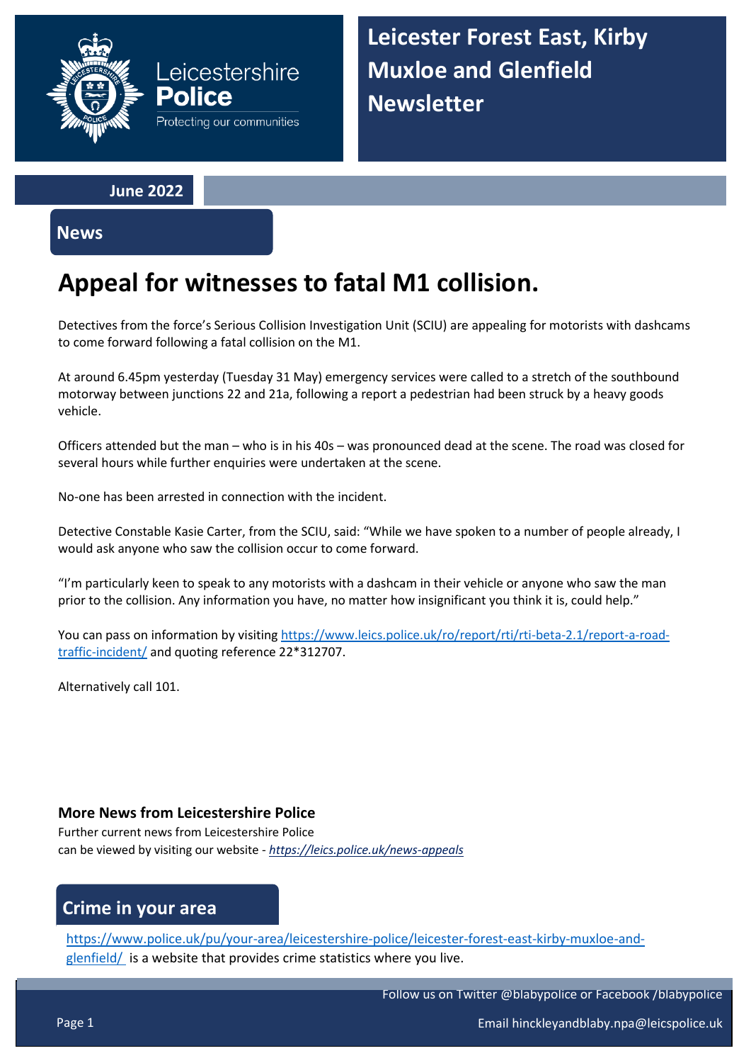Leicestershire **Police**

Protecting our communities

# Leicester Forest East, Kirby Muxloe and Glenfield Newsletter

**June 2022**

## News

# Appeal for witnesses to fatal M1 collision.

Detectives from the force's Serious Collision Investigation Unit (SCIU) are appealing for motorists with dashcams to come forward following a fatal collision on the M1.

At around 6.45pm yesterday (Tuesday 31 May) emergency services were called to a stretch of the southbound motorway between junctions 22 and 21a, following a report a pedestrian had been struck by a heavy goods vehicle.

Officers attended but the man – who is in his 40s – was pronounced dead at the scene. The road was closed for several hours while further enquiries were undertaken at the scene.

No-one has been arrested in connection with the incident.

Detective Constable Kasie Carter, from the SCIU, said: "While we have spoken to a number of people already, I would ask anyone who saw the collision occur to come forward.

"I'm particularly keen to speak to any motorists with a dashcam in their vehicle or anyone who saw the man prior to the collision. Any information you have, no matter how insignificant you think it is, could help."

You can pass on information by visiting https://www.leics.police.uk/ro/report/rti/rti-beta-2.1/report-a-road-traffic-incident/ and quoting reference 22*312707.

Alternatively call 101.

### More News from Leicestershire Police

Further current news from Leicestershire Police can be viewed by visiting our website - *https://leics.police.uk/news-appeals*

## Crime in your area

https://www.police.uk/pu/your-area/leicestershire-police/leicester-forest-east-kirby-muxloe-and-glenfield/ is a website that provides crime statistics where you live.

Follow us on Twitter @blabypolice or Facebook /blabypolice

Email hinckleyandblaby.npa@leicspolice.uk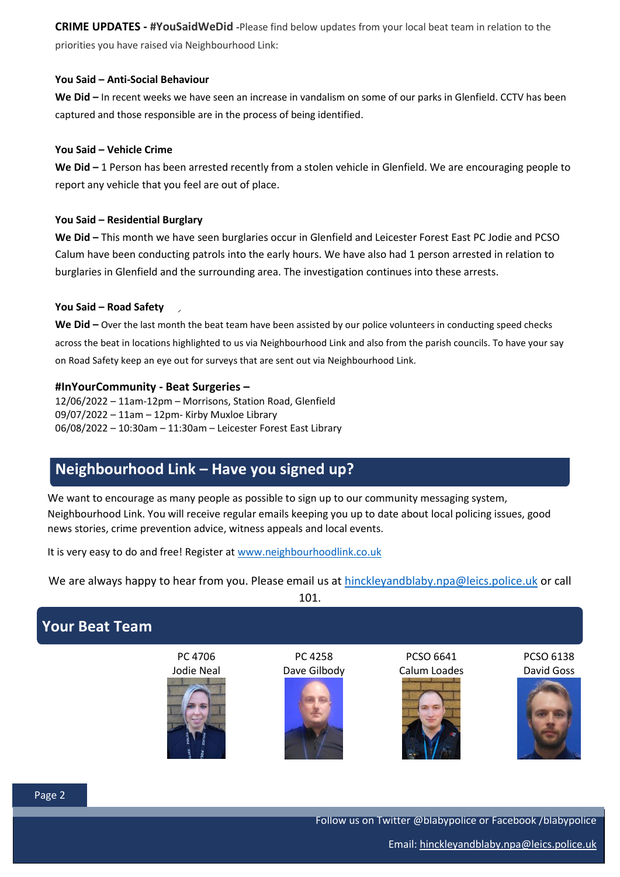**CRIME UPDATES - #YouSaidWeDid** -Please find below updates from your local beat team in relation to the priorities you have raised via Neighbourhood Link:

**You Said – Anti-Social Behaviour**

**We Did –** In recent weeks we have seen an increase in vandalism on some of our parks in Glenfield. CCTV has been captured and those responsible are in the process of being identified.

**You Said – Vehicle Crime**

**We Did –** 1 Person has been arrested recently from a stolen vehicle in Glenfield. We are encouraging people to report any vehicle that you feel are out of place.

**You Said – Residential Burglary**

**We Did –** This month we have seen burglaries occur in Glenfield and Leicester Forest East PC Jodie and PCSO Calum have been conducting patrols into the early hours. We have also had 1 person arrested in relation to burglaries in Glenfield and the surrounding area. The investigation continues into these arrests.

**You Said – Road Safety**

**We Did –** Over the last month the beat team have been assisted by our police volunteers in conducting speed checks across the beat in locations highlighted to us via Neighbourhood Link and also from the parish councils. To have your say on Road Safety keep an eye out for surveys that are sent out via Neighbourhood Link.

**#InYourCommunity - Beat Surgeries –**

12/06/2022 – 11am-12pm – Morrisons, Station Road, Glenfield
09/07/2022 – 11am – 12pm- Kirby Muxloe Library
06/08/2022 – 10:30am – 11:30am – Leicester Forest East Library

## Neighbourhood Link – Have you signed up?

We want to encourage as many people as possible to sign up to our community messaging system, Neighbourhood Link. You will receive regular emails keeping you up to date about local policing issues, good news stories, crime prevention advice, witness appeals and local events.

It is very easy to do and free! Register at www.neighbourhoodlink.co.uk

We are always happy to hear from you. Please email us at hinckleyandblaby.npa@leics.police.uk or call 101.

## Your Beat Team

PC 4706
Jodie Neal

PC 4258
Dave Gilbody

PCSO 6641
Calum Loades

PCSO 6138
David Goss

Follow us on Twitter @blabypolice or Facebook /blabypolice

Email: hinckleyandblaby.npa@leics.police.uk